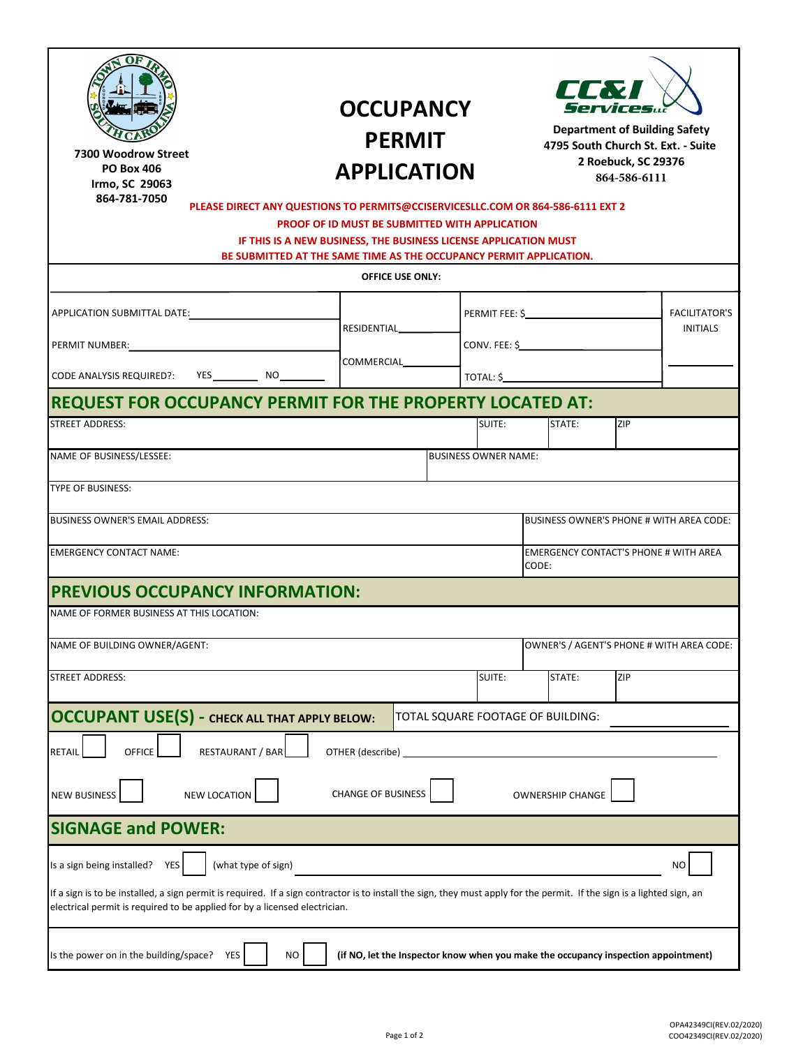7300 Woodrow Street
PO Box 406
Irmo, SC 29063
864-781-7050

# OCCUPANCY PERMIT APPLICATION

**Department of Building Safety**
**4795 South Church St. Ext. - Suite 2 Roebuck, SC 29376**
**864-586-6111**

**PLEASE DIRECT ANY QUESTIONS TO PERMITS@CCISERVICESLLC.COM OR 864-586-6111 EXT 2**

**PROOF OF ID MUST BE SUBMITTED WITH APPLICATION**

**IF THIS IS A NEW BUSINESS, THE BUSINESS LICENSE APPLICATION MUST BE SUBMITTED AT THE SAME TIME AS THE OCCUPANCY PERMIT APPLICATION.**

**OFFICE USE ONLY:**

| | | | |
|---|---|---|---|
| APPLICATION SUBMITTAL DATE: ______ | RESIDENTIAL______ | PERMIT FEE: $______ | FACILITATOR'S INITIALS |
| PERMIT NUMBER: ______ | | CONV. FEE: $______ | |
| CODE ANALYSIS REQUIRED?: YES______ NO______ | COMMERCIAL______ | TOTAL: $______ | ______ |

## REQUEST FOR OCCUPANCY PERMIT FOR THE PROPERTY LOCATED AT:

| | | | |
|---|---|---|---|
| STREET ADDRESS: | SUITE: | STATE: | ZIP |

| | |
|---|---|
| NAME OF BUSINESS/LESSEE: | BUSINESS OWNER NAME: |
| TYPE OF BUSINESS: | |
| BUSINESS OWNER'S EMAIL ADDRESS: | BUSINESS OWNER'S PHONE # WITH AREA CODE: |
| EMERGENCY CONTACT NAME: | EMERGENCY CONTACT'S PHONE # WITH AREA CODE: |

## PREVIOUS OCCUPANCY INFORMATION:

| | |
|---|---|
| NAME OF FORMER BUSINESS AT THIS LOCATION: | |
| NAME OF BUILDING OWNER/AGENT: | OWNER'S / AGENT'S PHONE # WITH AREA CODE: |

| | | | |
|---|---|---|---|
| STREET ADDRESS: | SUITE: | STATE: | ZIP |

## OCCUPANT USE(S) - CHECK ALL THAT APPLY BELOW:

TOTAL SQUARE FOOTAGE OF BUILDING: ______

RETAIL ☐ OFFICE ☐ RESTAURANT / BAR ☐ OTHER (describe) ______

NEW BUSINESS ☐ NEW LOCATION ☐ CHANGE OF BUSINESS ☐ OWNERSHIP CHANGE ☐

## SIGNAGE and POWER:

Is a sign being installed? YES ☐ (what type of sign) ______ NO ☐

If a sign is to be installed, a sign permit is required. If a sign contractor is to install the sign, they must apply for the permit. If the sign is a lighted sign, an electrical permit is required to be applied for by a licensed electrician.

Is the power on in the building/space? YES ☐ NO ☐ **(if NO, let the Inspector know when you make the occupancy inspection appointment)**

OPA42349CI(REV.02/2020)
COO42349CI(REV.02/2020)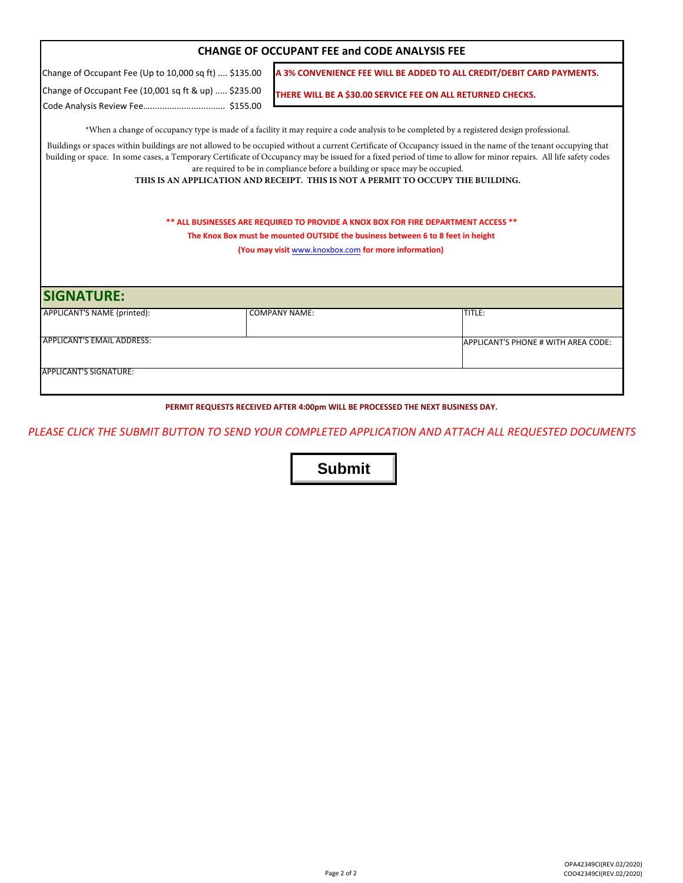## CHANGE OF OCCUPANT FEE and CODE ANALYSIS FEE

| | |
|---|---|
| Change of Occupant Fee (Up to 10,000 sq ft) .... $135.00 | **A 3% CONVENIENCE FEE WILL BE ADDED TO ALL CREDIT/DEBIT CARD PAYMENTS.** |
| Change of Occupant Fee (10,001 sq ft & up) ..... $235.00 | **THERE WILL BE A $30.00 SERVICE FEE ON ALL RETURNED CHECKS.** |
| Code Analysis Review Fee................................. $155.00 | |

*When a change of occupancy type is made of a facility it may require a code analysis to be completed by a registered design professional.

Buildings or spaces within buildings are not allowed to be occupied without a current Certificate of Occupancy issued in the name of the tenant occupying that building or space. In some cases, a Temporary Certificate of Occupancy may be issued for a fixed period of time to allow for minor repairs. All life safety codes are required to be in compliance before a building or space may be occupied.

**THIS IS AN APPLICATION AND RECEIPT. THIS IS NOT A PERMIT TO OCCUPY THE BUILDING.**

**\*\* ALL BUSINESSES ARE REQUIRED TO PROVIDE A KNOX BOX FOR FIRE DEPARTMENT ACCESS \*\***

**The Knox Box must be mounted OUTSIDE the business between 6 to 8 feet in height**

**(You may visit www.knoxbox.com for more information)**

## SIGNATURE:

| | | |
|---|---|---|
| APPLICANT'S NAME (printed): | COMPANY NAME: | TITLE: |
| APPLICANT'S EMAIL ADDRESS: | | APPLICANT'S PHONE # WITH AREA CODE: |
| APPLICANT'S SIGNATURE: | | |

**PERMIT REQUESTS RECEIVED AFTER 4:00pm WILL BE PROCESSED THE NEXT BUSINESS DAY.**

*PLEASE CLICK THE SUBMIT BUTTON TO SEND YOUR COMPLETED APPLICATION AND ATTACH ALL REQUESTED DOCUMENTS*

**Submit**

OPA42349CI(REV.02/2020)
COO42349CI(REV.02/2020)